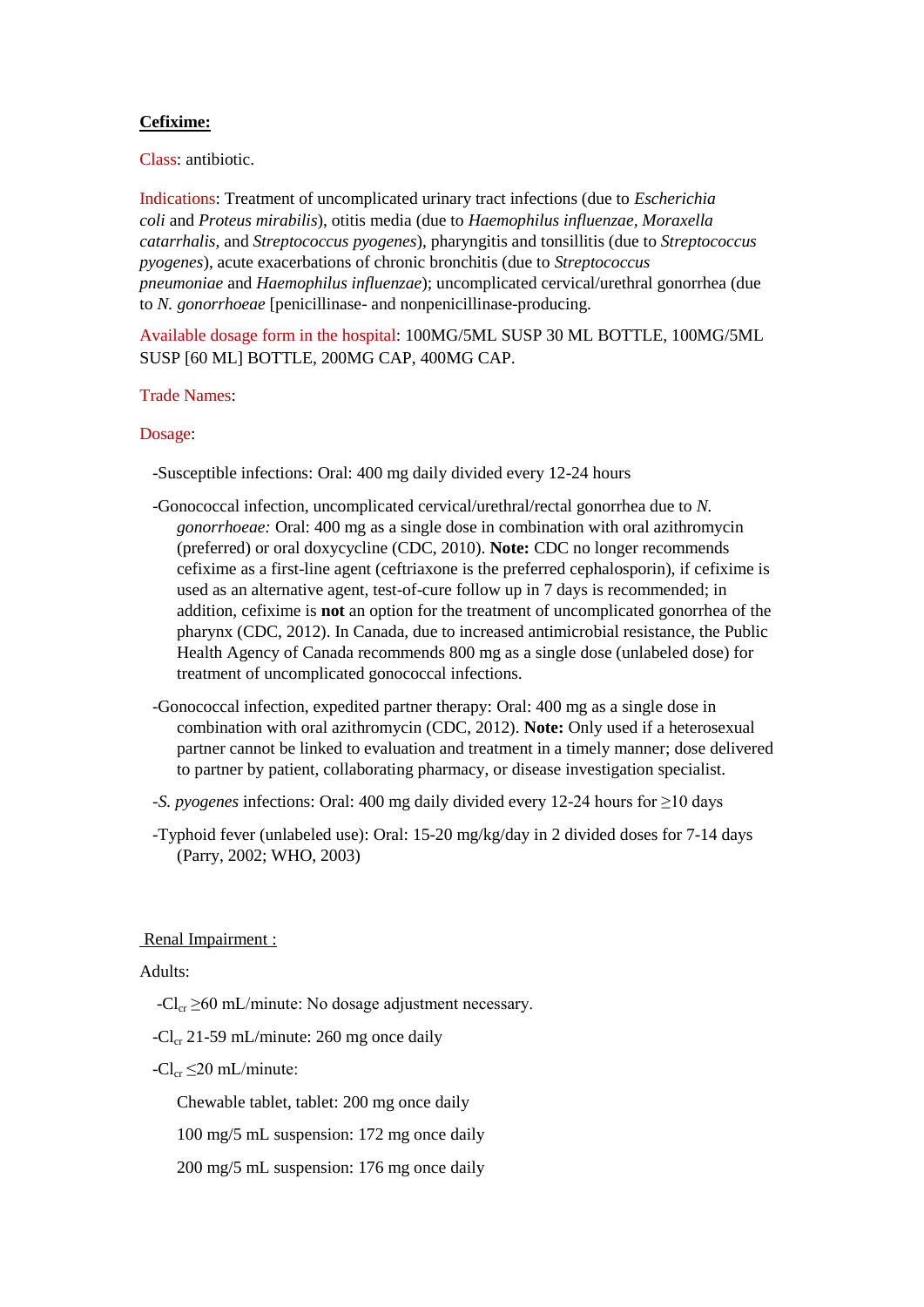**Cefixime:**

Class: antibiotic.

Indications: Treatment of uncomplicated urinary tract infections (due to *Escherichia coli* and *Proteus mirabilis*), otitis media (due to *Haemophilus influenzae*, *Moraxella catarrhalis*, and *Streptococcus pyogenes*), pharyngitis and tonsillitis (due to *Streptococcus pyogenes*), acute exacerbations of chronic bronchitis (due to *Streptococcus pneumoniae* and *Haemophilus influenzae*); uncomplicated cervical/urethral gonorrhea (due to *N. gonorrhoeae* [penicillinase- and nonpenicillinase-producing.

Available dosage form in the hospital: 100MG/5ML SUSP 30 ML BOTTLE, 100MG/5ML SUSP [60 ML] BOTTLE, 200MG CAP, 400MG CAP.

Trade Names:

Dosage:

- -Susceptible infections: Oral: 400 mg daily divided every 12-24 hours
- -Gonococcal infection, uncomplicated cervical/urethral/rectal gonorrhea due to *N. gonorrhoeae:* Oral: 400 mg as a single dose in combination with oral azithromycin (preferred) or oral doxycycline (CDC, 2010). **Note:** CDC no longer recommends cefixime as a first-line agent (ceftriaxone is the preferred cephalosporin), if cefixime is used as an alternative agent, test-of-cure follow up in 7 days is recommended; in addition, cefixime is **not** an option for the treatment of uncomplicated gonorrhea of the pharynx (CDC, 2012). In Canada, due to increased antimicrobial resistance, the Public Health Agency of Canada recommends 800 mg as a single dose (unlabeled dose) for treatment of uncomplicated gonococcal infections.
- -Gonococcal infection, expedited partner therapy: Oral: 400 mg as a single dose in combination with oral azithromycin (CDC, 2012). **Note:** Only used if a heterosexual partner cannot be linked to evaluation and treatment in a timely manner; dose delivered to partner by patient, collaborating pharmacy, or disease investigation specialist.
- -*S. pyogenes* infections: Oral: 400 mg daily divided every 12-24 hours for ≥10 days
- -Typhoid fever (unlabeled use): Oral: 15-20 mg/kg/day in 2 divided doses for 7-14 days (Parry, 2002; WHO, 2003)

Renal Impairment :

Adults:

- -$Cl_{cr}$ ≥60 mL/minute: No dosage adjustment necessary.
- -$Cl_{cr}$ 21-59 mL/minute: 260 mg once daily
- -$Cl_{cr}$ ≤20 mL/minute:
  - Chewable tablet, tablet: 200 mg once daily
  - 100 mg/5 mL suspension: 172 mg once daily
  - 200 mg/5 mL suspension: 176 mg once daily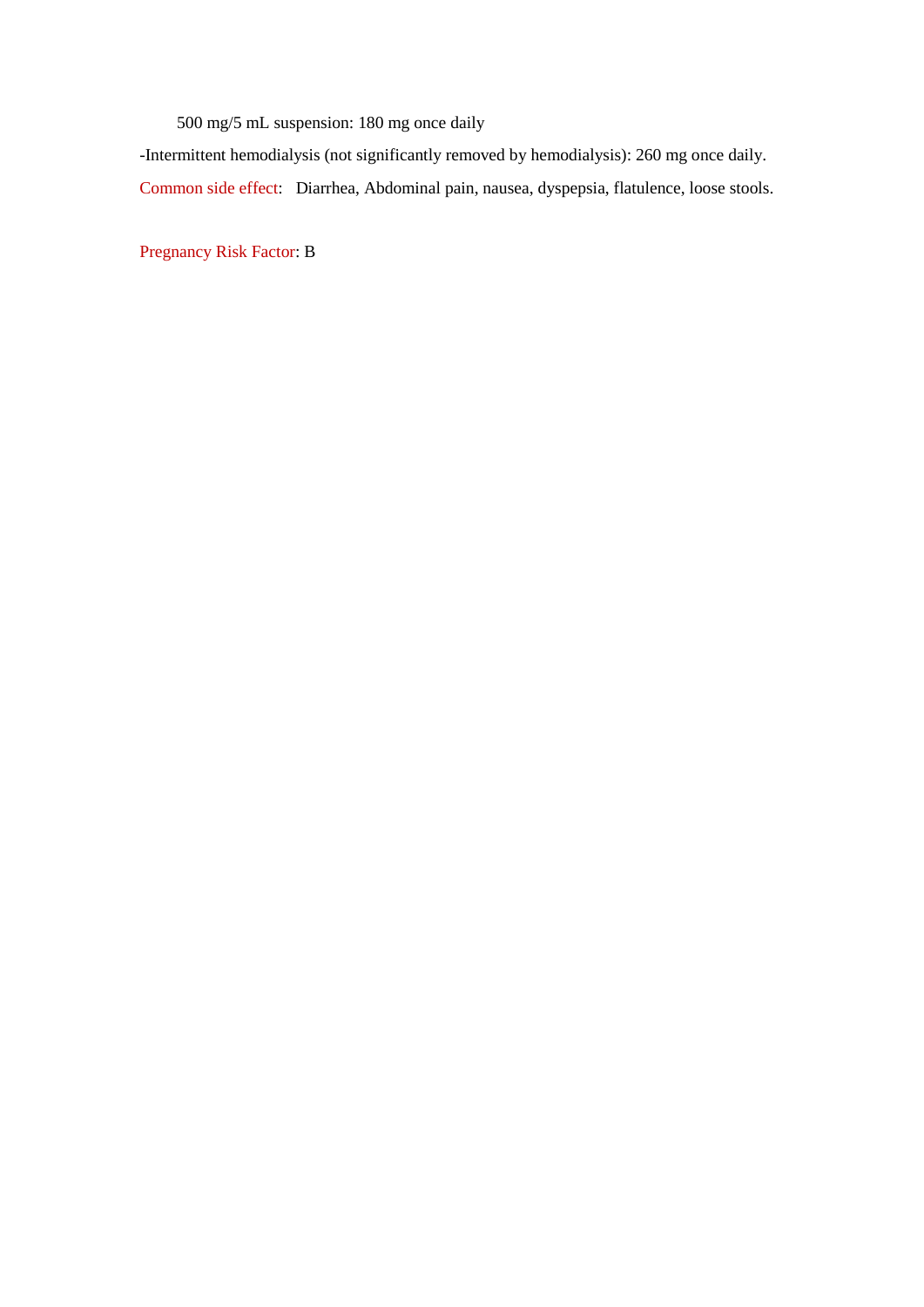500 mg/5 mL suspension: 180 mg once daily

-Intermittent hemodialysis (not significantly removed by hemodialysis): 260 mg once daily.

Common side effect: Diarrhea, Abdominal pain, nausea, dyspepsia, flatulence, loose stools.

Pregnancy Risk Factor: B